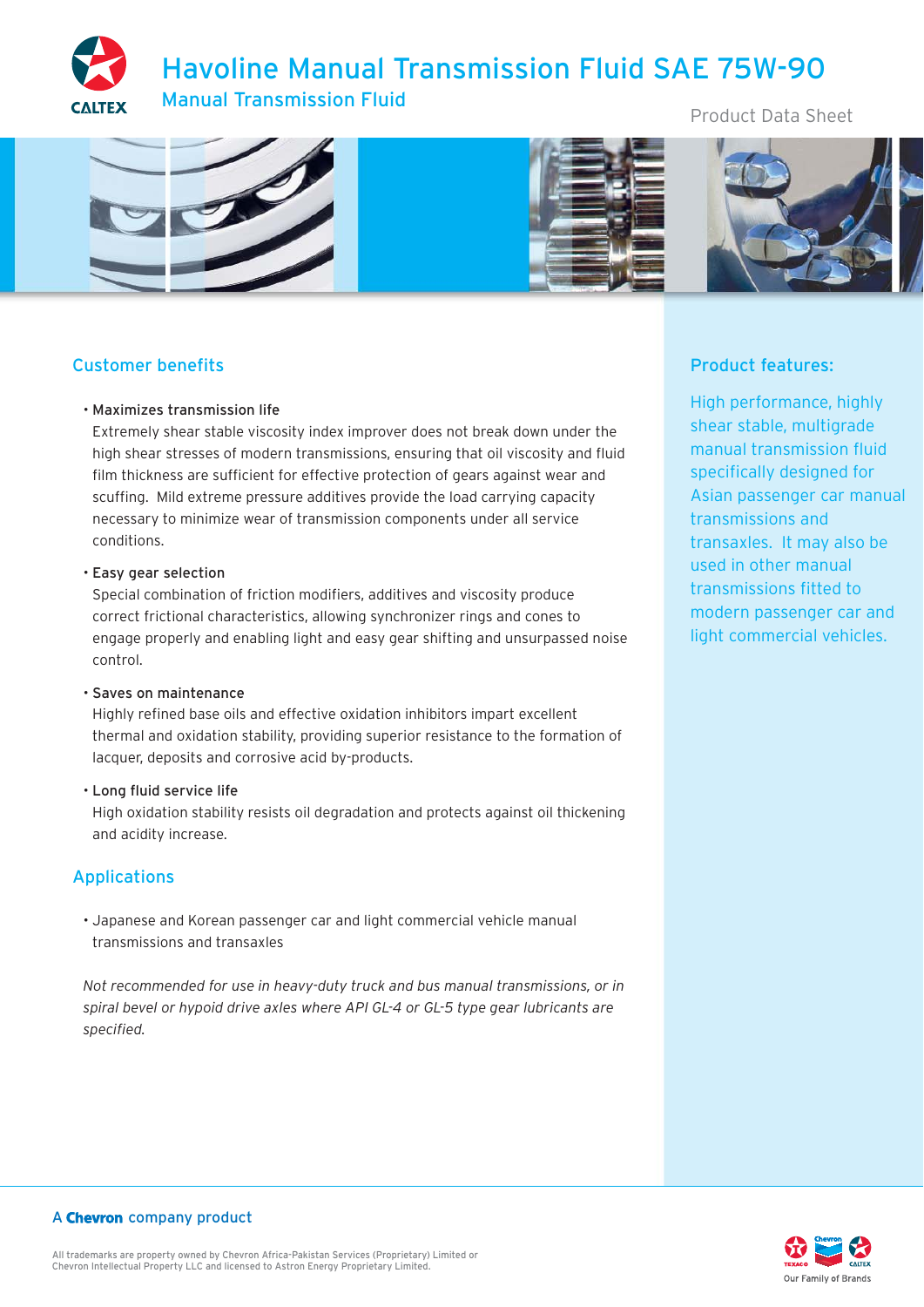# Havoline Manual Transmission Fluid SAE 75W-90

## Manual Transmission Fluid

Product Data Sheet

## Customer benefits

- Maximizes transmission life
  Extremely shear stable viscosity index improver does not break down under the high shear stresses of modern transmissions, ensuring that oil viscosity and fluid film thickness are sufficient for effective protection of gears against wear and scuffing. Mild extreme pressure additives provide the load carrying capacity necessary to minimize wear of transmission components under all service conditions.
- Easy gear selection
  Special combination of friction modifiers, additives and viscosity produce correct frictional characteristics, allowing synchronizer rings and cones to engage properly and enabling light and easy gear shifting and unsurpassed noise control.
- Saves on maintenance
  Highly refined base oils and effective oxidation inhibitors impart excellent thermal and oxidation stability, providing superior resistance to the formation of lacquer, deposits and corrosive acid by-products.
- Long fluid service life
  High oxidation stability resists oil degradation and protects against oil thickening and acidity increase.

## Applications

- Japanese and Korean passenger car and light commercial vehicle manual transmissions and transaxles

*Not recommended for use in heavy-duty truck and bus manual transmissions, or in spiral bevel or hypoid drive axles where API GL-4 or GL-5 type gear lubricants are specified.*

## Product features:

High performance, highly shear stable, multigrade manual transmission fluid specifically designed for Asian passenger car manual transmissions and transaxles. It may also be used in other manual transmissions fitted to modern passenger car and light commercial vehicles.

A **Chevron** company product

All trademarks are property owned by Chevron Africa-Pakistan Services (Proprietary) Limited or Chevron Intellectual Property LLC and licensed to Astron Energy Proprietary Limited.

Our Family of Brands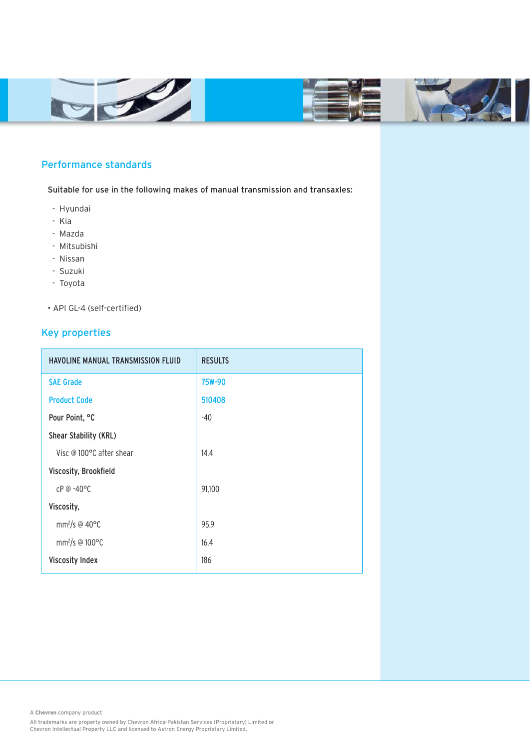## Performance standards

Suitable for use in the following makes of manual transmission and transaxles:

- Hyundai
- Kia
- Mazda
- Mitsubishi
- Nissan
- Suzuki
- Toyota

• API GL-4 (self-certified)

## Key properties

| HAVOLINE MANUAL TRANSMISSION FLUID | RESULTS |
|---|---|
| SAE Grade | 75W-90 |
| Product Code | 510408 |
| Pour Point, °C | -40 |
| Shear Stability (KRL) | |
| Visc @ 100°C after shear | 14.4 |
| Viscosity, Brookfield | |
| cP @ -40°C | 91,100 |
| Viscosity, | |
| $mm^2/s$ @ 40°C | 95.9 |
| $mm^2/s$ @ 100°C | 16.4 |
| Viscosity Index | 186 |

A **Chevron** company product

All trademarks are property owned by Chevron Africa-Pakistan Services (Proprietary) Limited or Chevron Intellectual Property LLC and licensed to Astron Energy Proprietary Limited.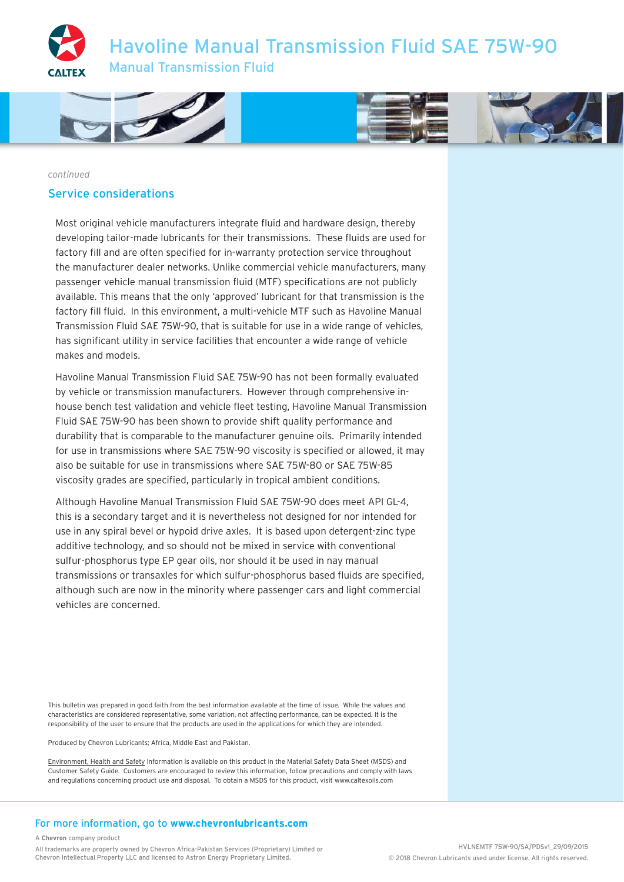# Havoline Manual Transmission Fluid SAE 75W-90

Manual Transmission Fluid

*continued*

## Service considerations

Most original vehicle manufacturers integrate fluid and hardware design, thereby developing tailor-made lubricants for their transmissions. These fluids are used for factory fill and are often specified for in-warranty protection service throughout the manufacturer dealer networks. Unlike commercial vehicle manufacturers, many passenger vehicle manual transmission fluid (MTF) specifications are not publicly available. This means that the only 'approved' lubricant for that transmission is the factory fill fluid. In this environment, a multi-vehicle MTF such as Havoline Manual Transmission Fluid SAE 75W-90, that is suitable for use in a wide range of vehicles, has significant utility in service facilities that encounter a wide range of vehicle makes and models.

Havoline Manual Transmission Fluid SAE 75W-90 has not been formally evaluated by vehicle or transmission manufacturers. However through comprehensive in-house bench test validation and vehicle fleet testing, Havoline Manual Transmission Fluid SAE 75W-90 has been shown to provide shift quality performance and durability that is comparable to the manufacturer genuine oils. Primarily intended for use in transmissions where SAE 75W-90 viscosity is specified or allowed, it may also be suitable for use in transmissions where SAE 75W-80 or SAE 75W-85 viscosity grades are specified, particularly in tropical ambient conditions.

Although Havoline Manual Transmission Fluid SAE 75W-90 does meet API GL-4, this is a secondary target and it is nevertheless not designed for nor intended for use in any spiral bevel or hypoid drive axles. It is based upon detergent-zinc type additive technology, and so should not be mixed in service with conventional sulfur-phosphorus type EP gear oils, nor should it be used in nay manual transmissions or transaxles for which sulfur-phosphorus based fluids are specified, although such are now in the minority where passenger cars and light commercial vehicles are concerned.

This bulletin was prepared in good faith from the best information available at the time of issue. While the values and characteristics are considered representative, some variation, not affecting performance, can be expected. It is the responsibility of the user to ensure that the products are used in the applications for which they are intended.

Produced by Chevron Lubricants; Africa, Middle East and Pakistan.

Environment, Health and Safety Information is available on this product in the Material Safety Data Sheet (MSDS) and Customer Safety Guide. Customers are encouraged to review this information, follow precautions and comply with laws and regulations concerning product use and disposal. To obtain a MSDS for this product, visit www.caltexoils.com

For more information, go to **www.chevronlubricants.com**

A **Chevron** company product

All trademarks are property owned by Chevron Africa-Pakistan Services (Proprietary) Limited or Chevron Intellectual Property LLC and licensed to Astron Energy Proprietary Limited.

HVLNEMTF 75W-90/SA/PDSv1_29/09/2015

© 2018 Chevron Lubricants used under license. All rights reserved.